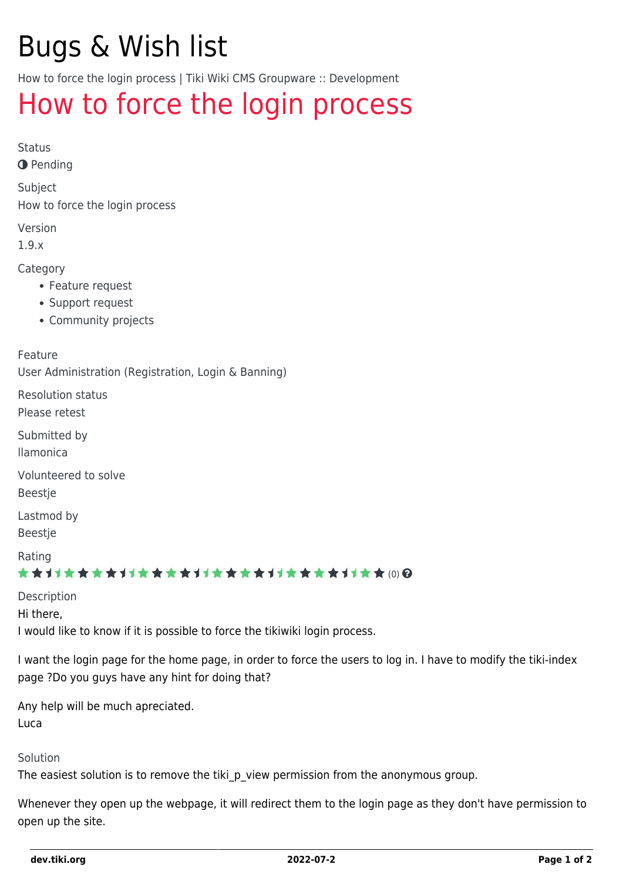# Bugs & Wish list

How to force the login process | Tiki Wiki CMS Groupware :: Development

## How to force the login process

Status

Pending

Subject

How to force the login process

Version

1.9.x

Category

- Feature request
- Support request
- Community projects

Feature

User Administration (Registration, Login & Banning)

Resolution status

Please retest

Submitted by

llamonica

Volunteered to solve

Beestje

Lastmod by

Beestje

Rating

(0)

Description

Hi there,
I would like to know if it is possible to force the tikiwiki login process.

I want the login page for the home page, in order to force the users to log in. I have to modify the tiki-index page ?Do you guys have any hint for doing that?

Any help will be much apreciated.
Luca

Solution

The easiest solution is to remove the tiki_p_view permission from the anonymous group.

Whenever they open up the webpage, it will redirect them to the login page as they don't have permission to open up the site.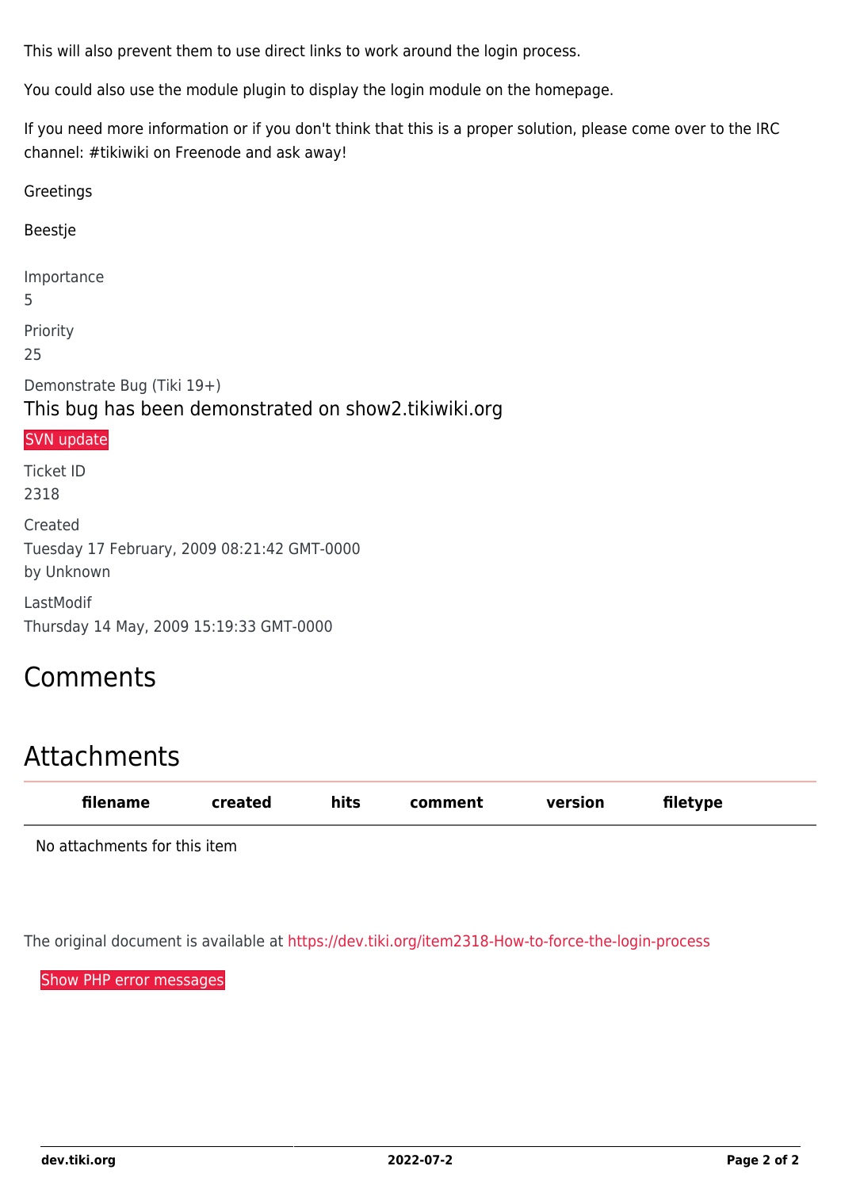This will also prevent them to use direct links to work around the login process.

You could also use the module plugin to display the login module on the homepage.

If you need more information or if you don't think that this is a proper solution, please come over to the IRC channel: #tikiwiki on Freenode and ask away!

Greetings

Beestje

Importance
5

Priority
25

Demonstrate Bug (Tiki 19+)
This bug has been demonstrated on show2.tikiwiki.org

SVN update

Ticket ID
2318

Created
Tuesday 17 February, 2009 08:21:42 GMT-0000
by Unknown

LastModif
Thursday 14 May, 2009 15:19:33 GMT-0000

## Comments

## Attachments

| filename | created | hits | comment | version | filetype |
|---|---|---|---|---|---|
| No attachments for this item | | | | | |

The original document is available at https://dev.tiki.org/item2318-How-to-force-the-login-process

Show PHP error messages